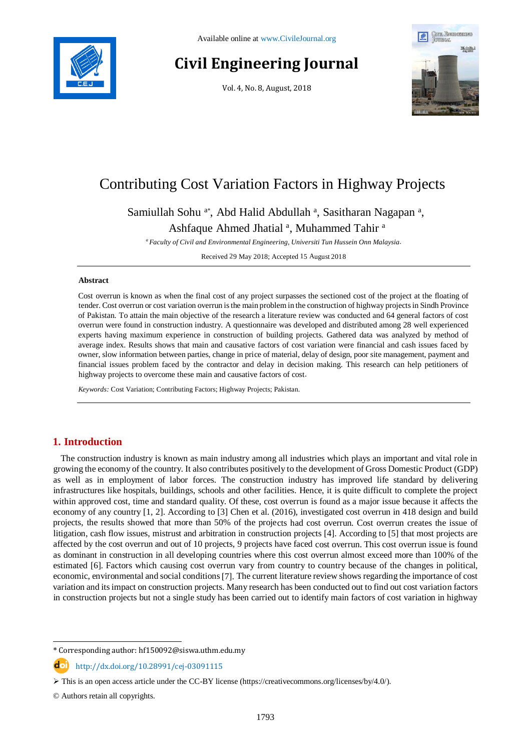Available online at www.CivileJournal.org

# Civil Engineering Journal

Vol. 4, No. 8, August, 2018

# Contributing Cost Variation Factors in Highway Projects

Samiullah Sohu [a*], Abd Halid Abdullah [a], Sasitharan Nagapan [a], Ashfaque Ahmed Jhatial [a], Muhammed Tahir [a]

[a] *Faculty of Civil and Environmental Engineering, Universiti Tun Hussein Onn Malaysia.*

Received 29 May 2018; Accepted 15 August 2018

### Abstract

Cost overrun is known as when the final cost of any project surpasses the sectioned cost of the project at the floating of tender. Cost overrun or cost variation overrun is the main problem in the construction of highway projects in Sindh Province of Pakistan. To attain the main objective of the research a literature review was conducted and 64 general factors of cost overrun were found in construction industry. A questionnaire was developed and distributed among 28 well experienced experts having maximum experience in construction of building projects. Gathered data was analyzed by method of average index. Results shows that main and causative factors of cost variation were financial and cash issues faced by owner, slow information between parties, change in price of material, delay of design, poor site management, payment and financial issues problem faced by the contractor and delay in decision making. This research can help petitioners of highway projects to overcome these main and causative factors of cost.

*Keywords:* Cost Variation; Contributing Factors; Highway Projects; Pakistan.

## 1. Introduction

The construction industry is known as main industry among all industries which plays an important and vital role in growing the economy of the country. It also contributes positively to the development of Gross Domestic Product (GDP) as well as in employment of labor forces. The construction industry has improved life standard by delivering infrastructures like hospitals, buildings, schools and other facilities. Hence, it is quite difficult to complete the project within approved cost, time and standard quality. Of these, cost overrun is found as a major issue because it affects the economy of any country [1, 2]. According to [3] Chen et al. (2016), investigated cost overrun in 418 design and build projects, the results showed that more than 50% of the projects had cost overrun. Cost overrun creates the issue of litigation, cash flow issues, mistrust and arbitration in construction projects [4]. According to [5] that most projects are affected by the cost overrun and out of 10 projects, 9 projects have faced cost overrun. This cost overrun issue is found as dominant in construction in all developing countries where this cost overrun almost exceed more than 100% of the estimated [6]. Factors which causing cost overrun vary from country to country because of the changes in political, economic, environmental and social conditions [7]. The current literature review shows regarding the importance of cost variation and its impact on construction projects. Many research has been conducted out to find out cost variation factors in construction projects but not a single study has been carried out to identify main factors of cost variation in highway

---

\* Corresponding author: hf150092@siswa.uthm.edu.my

http://dx.doi.org/10.28991/cej-03091115

➢ This is an open access article under the CC-BY license (https://creativecommons.org/licenses/by/4.0/).

© Authors retain all copyrights.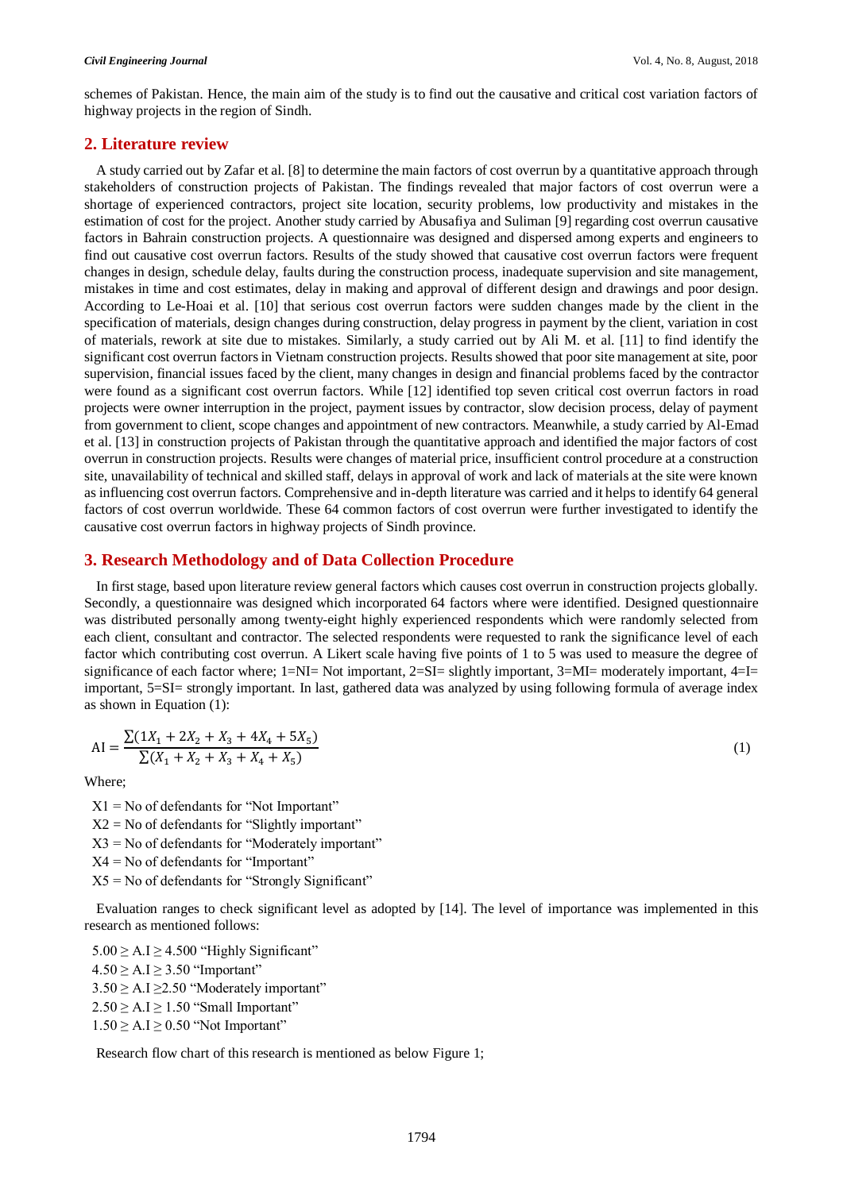schemes of Pakistan. Hence, the main aim of the study is to find out the causative and critical cost variation factors of highway projects in the region of Sindh.

## 2. Literature review

A study carried out by Zafar et al. [8] to determine the main factors of cost overrun by a quantitative approach through stakeholders of construction projects of Pakistan. The findings revealed that major factors of cost overrun were a shortage of experienced contractors, project site location, security problems, low productivity and mistakes in the estimation of cost for the project. Another study carried by Abusafiya and Suliman [9] regarding cost overrun causative factors in Bahrain construction projects. A questionnaire was designed and dispersed among experts and engineers to find out causative cost overrun factors. Results of the study showed that causative cost overrun factors were frequent changes in design, schedule delay, faults during the construction process, inadequate supervision and site management, mistakes in time and cost estimates, delay in making and approval of different design and drawings and poor design. According to Le-Hoai et al. [10] that serious cost overrun factors were sudden changes made by the client in the specification of materials, design changes during construction, delay progress in payment by the client, variation in cost of materials, rework at site due to mistakes. Similarly, a study carried out by Ali M. et al. [11] to find identify the significant cost overrun factors in Vietnam construction projects. Results showed that poor site management at site, poor supervision, financial issues faced by the client, many changes in design and financial problems faced by the contractor were found as a significant cost overrun factors. While [12] identified top seven critical cost overrun factors in road projects were owner interruption in the project, payment issues by contractor, slow decision process, delay of payment from government to client, scope changes and appointment of new contractors. Meanwhile, a study carried by Al-Emad et al. [13] in construction projects of Pakistan through the quantitative approach and identified the major factors of cost overrun in construction projects. Results were changes of material price, insufficient control procedure at a construction site, unavailability of technical and skilled staff, delays in approval of work and lack of materials at the site were known as influencing cost overrun factors. Comprehensive and in-depth literature was carried and it helps to identify 64 general factors of cost overrun worldwide. These 64 common factors of cost overrun were further investigated to identify the causative cost overrun factors in highway projects of Sindh province.

## 3. Research Methodology and of Data Collection Procedure

In first stage, based upon literature review general factors which causes cost overrun in construction projects globally. Secondly, a questionnaire was designed which incorporated 64 factors where were identified. Designed questionnaire was distributed personally among twenty-eight highly experienced respondents which were randomly selected from each client, consultant and contractor. The selected respondents were requested to rank the significance level of each factor which contributing cost overrun. A Likert scale having five points of 1 to 5 was used to measure the degree of significance of each factor where; 1=NI= Not important, 2=SI= slightly important, 3=MI= moderately important, 4=I= important, 5=SI= strongly important. In last, gathered data was analyzed by using following formula of average index as shown in Equation (1):

$$\text{AI} = \frac{\sum(1X_1 + 2X_2 + X_3 + 4X_4 + 5X_5)}{\sum(X_1 + X_2 + X_3 + X_4 + X_5)} \tag{1}$$

Where;

$X1$ = No of defendants for "Not Important"

$X2$ = No of defendants for "Slightly important"

$X3$ = No of defendants for "Moderately important"

$X4$ = No of defendants for "Important"

$X5$ = No of defendants for "Strongly Significant"

Evaluation ranges to check significant level as adopted by [14]. The level of importance was implemented in this research as mentioned follows:

$5.00 \geq$ A.I $\geq 4.500$ "Highly Significant"

$4.50 \geq$ A.I $\geq 3.50$ "Important"

$3.50 \geq$ A.I $\geq 2.50$ "Moderately important"

$2.50 \geq$ A.I $\geq 1.50$ "Small Important"

$1.50 \geq$ A.I $\geq 0.50$ "Not Important"

Research flow chart of this research is mentioned as below Figure 1;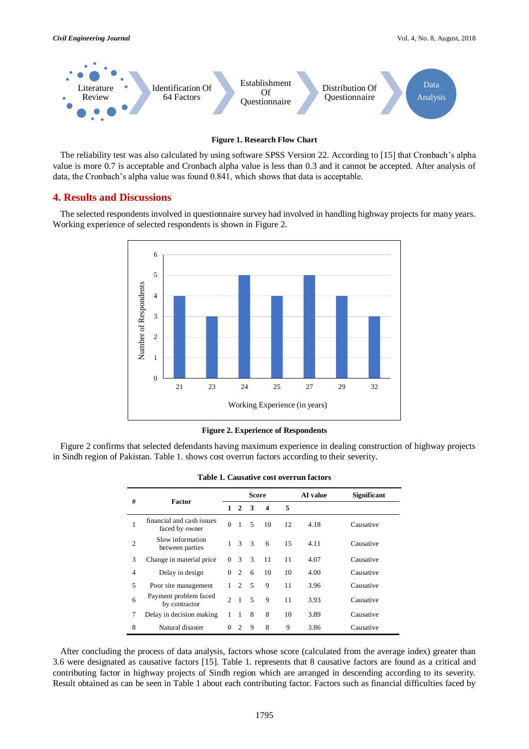Figure 1. Research Flow Chart

The reliability test was also calculated by using software SPSS Version 22. According to [15] that Cronbach's alpha value is more 0.7 is acceptable and Cronbach alpha value is less than 0.3 and it cannot be accepted. After analysis of data, the Cronbach's alpha value was found 0.841, which shows that data is acceptable.

## 4. Results and Discussions

The selected respondents involved in questionnaire survey had involved in handling highway projects for many years. Working experience of selected respondents is shown in Figure 2.

Figure 2. Experience of Respondents

Figure 2 confirms that selected defendants having maximum experience in dealing construction of highway projects in Sindh region of Pakistan. Table 1. shows cost overrun factors according to their severity.

**Table 1. Causative cost overrun factors**

| # | Factor | Score | | | | | AI value | Significant |
|---|---|---|---|---|---|---|---|---|
| | | 1 | 2 | 3 | 4 | 5 | | |
| 1 | financial and cash issues faced by owner | 0 | 1 | 5 | 10 | 12 | 4.18 | Causative |
| 2 | Slow information between parties | 1 | 3 | 3 | 6 | 15 | 4.11 | Causative |
| 3 | Change in material price | 0 | 3 | 3 | 11 | 11 | 4.07 | Causative |
| 4 | Delay in design | 0 | 2 | 6 | 10 | 10 | 4.00 | Causative |
| 5 | Poor site management | 1 | 2 | 5 | 9 | 11 | 3.96 | Causative |
| 6 | Payment problem faced by contractor | 2 | 1 | 5 | 9 | 11 | 3.93 | Causative |
| 7 | Delay in decision making | 1 | 1 | 8 | 8 | 10 | 3.89 | Causative |
| 8 | Natural disaster | 0 | 2 | 9 | 8 | 9 | 3.86 | Causative |

After concluding the process of data analysis, factors whose score (calculated from the average index) greater than 3.6 were designated as causative factors [15]. Table 1. represents that 8 causative factors are found as a critical and contributing factor in highway projects of Sindh region which are arranged in descending according to its severity. Result obtained as can be seen in Table 1 about each contributing factor. Factors such as financial difficulties faced by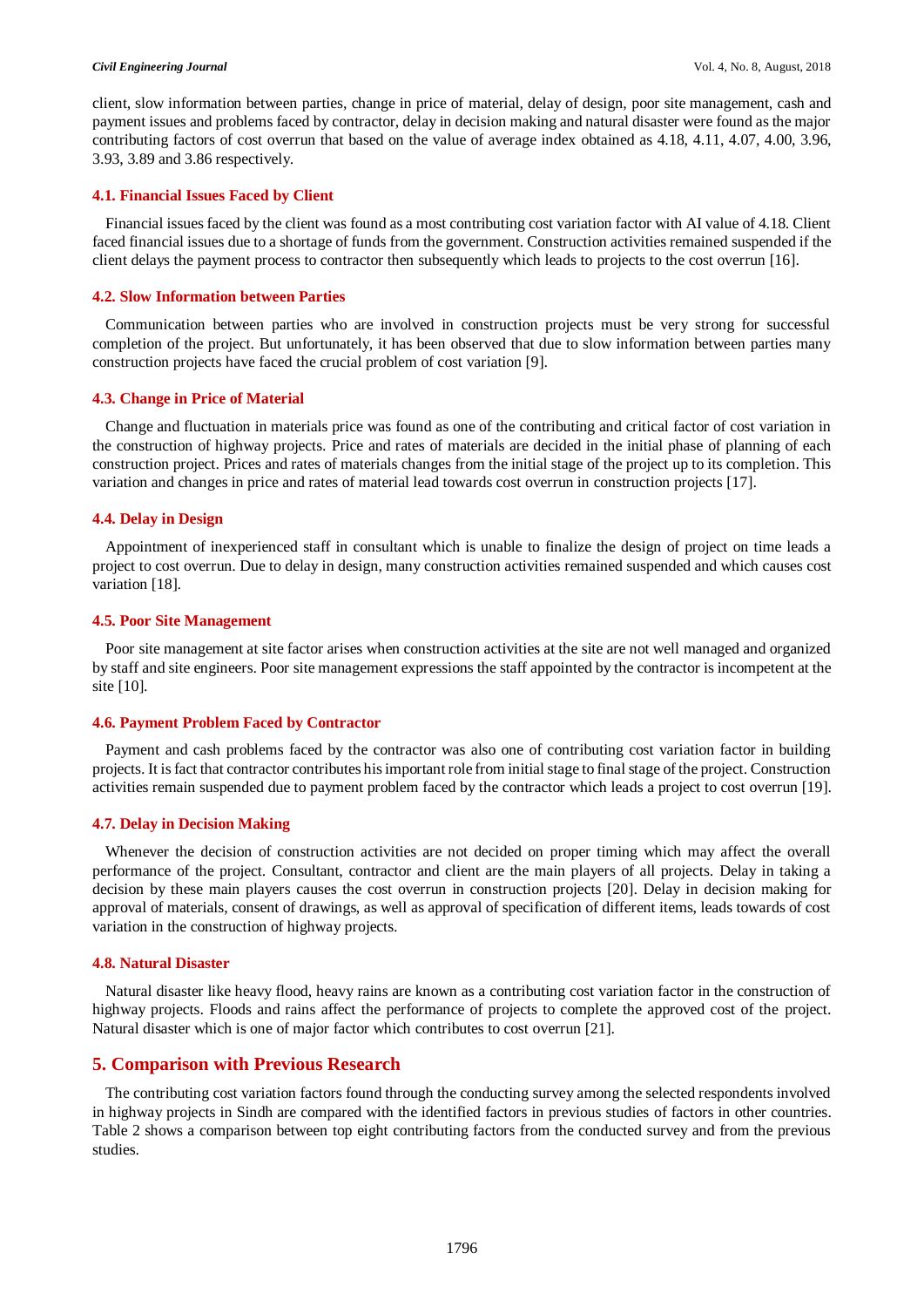client, slow information between parties, change in price of material, delay of design, poor site management, cash and payment issues and problems faced by contractor, delay in decision making and natural disaster were found as the major contributing factors of cost overrun that based on the value of average index obtained as 4.18, 4.11, 4.07, 4.00, 3.96, 3.93, 3.89 and 3.86 respectively.

### 4.1. Financial Issues Faced by Client

Financial issues faced by the client was found as a most contributing cost variation factor with AI value of 4.18. Client faced financial issues due to a shortage of funds from the government. Construction activities remained suspended if the client delays the payment process to contractor then subsequently which leads to projects to the cost overrun [16].

### 4.2. Slow Information between Parties

Communication between parties who are involved in construction projects must be very strong for successful completion of the project. But unfortunately, it has been observed that due to slow information between parties many construction projects have faced the crucial problem of cost variation [9].

### 4.3. Change in Price of Material

Change and fluctuation in materials price was found as one of the contributing and critical factor of cost variation in the construction of highway projects. Price and rates of materials are decided in the initial phase of planning of each construction project. Prices and rates of materials changes from the initial stage of the project up to its completion. This variation and changes in price and rates of material lead towards cost overrun in construction projects [17].

### 4.4. Delay in Design

Appointment of inexperienced staff in consultant which is unable to finalize the design of project on time leads a project to cost overrun. Due to delay in design, many construction activities remained suspended and which causes cost variation [18].

### 4.5. Poor Site Management

Poor site management at site factor arises when construction activities at the site are not well managed and organized by staff and site engineers. Poor site management expressions the staff appointed by the contractor is incompetent at the site [10].

### 4.6. Payment Problem Faced by Contractor

Payment and cash problems faced by the contractor was also one of contributing cost variation factor in building projects. It is fact that contractor contributes his important role from initial stage to final stage of the project. Construction activities remain suspended due to payment problem faced by the contractor which leads a project to cost overrun [19].

### 4.7. Delay in Decision Making

Whenever the decision of construction activities are not decided on proper timing which may affect the overall performance of the project. Consultant, contractor and client are the main players of all projects. Delay in taking a decision by these main players causes the cost overrun in construction projects [20]. Delay in decision making for approval of materials, consent of drawings, as well as approval of specification of different items, leads towards of cost variation in the construction of highway projects.

### 4.8. Natural Disaster

Natural disaster like heavy flood, heavy rains are known as a contributing cost variation factor in the construction of highway projects. Floods and rains affect the performance of projects to complete the approved cost of the project. Natural disaster which is one of major factor which contributes to cost overrun [21].

## 5. Comparison with Previous Research

The contributing cost variation factors found through the conducting survey among the selected respondents involved in highway projects in Sindh are compared with the identified factors in previous studies of factors in other countries. Table 2 shows a comparison between top eight contributing factors from the conducted survey and from the previous studies.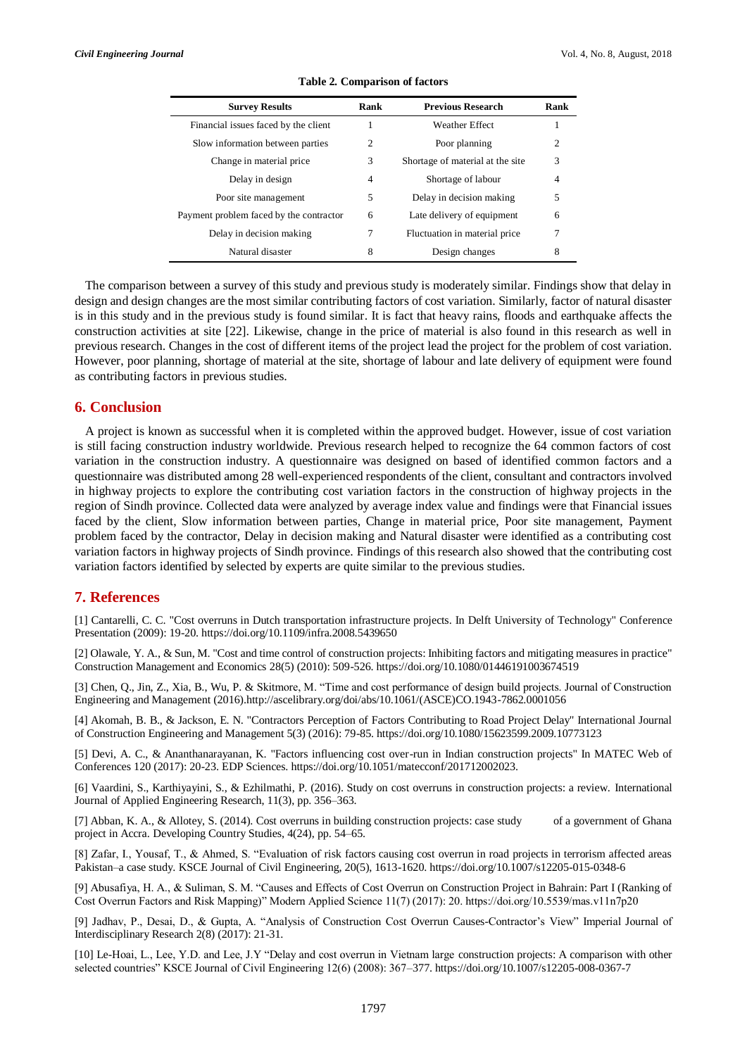**Table 2. Comparison of factors**

| Survey Results | Rank | Previous Research | Rank |
|---|---|---|---|
| Financial issues faced by the client | 1 | Weather Effect | 1 |
| Slow information between parties | 2 | Poor planning | 2 |
| Change in material price | 3 | Shortage of material at the site | 3 |
| Delay in design | 4 | Shortage of labour | 4 |
| Poor site management | 5 | Delay in decision making | 5 |
| Payment problem faced by the contractor | 6 | Late delivery of equipment | 6 |
| Delay in decision making | 7 | Fluctuation in material price | 7 |
| Natural disaster | 8 | Design changes | 8 |

The comparison between a survey of this study and previous study is moderately similar. Findings show that delay in design and design changes are the most similar contributing factors of cost variation. Similarly, factor of natural disaster is in this study and in the previous study is found similar. It is fact that heavy rains, floods and earthquake affects the construction activities at site [22]. Likewise, change in the price of material is also found in this research as well in previous research. Changes in the cost of different items of the project lead the project for the problem of cost variation. However, poor planning, shortage of material at the site, shortage of labour and late delivery of equipment were found as contributing factors in previous studies.

## 6. Conclusion

A project is known as successful when it is completed within the approved budget. However, issue of cost variation is still facing construction industry worldwide. Previous research helped to recognize the 64 common factors of cost variation in the construction industry. A questionnaire was designed on based of identified common factors and a questionnaire was distributed among 28 well-experienced respondents of the client, consultant and contractors involved in highway projects to explore the contributing cost variation factors in the construction of highway projects in the region of Sindh province. Collected data were analyzed by average index value and findings were that Financial issues faced by the client, Slow information between parties, Change in material price, Poor site management, Payment problem faced by the contractor, Delay in decision making and Natural disaster were identified as a contributing cost variation factors in highway projects of Sindh province. Findings of this research also showed that the contributing cost variation factors identified by selected by experts are quite similar to the previous studies.

## 7. References

[1] Cantarelli, C. C. "Cost overruns in Dutch transportation infrastructure projects. In Delft University of Technology" Conference Presentation (2009): 19-20. https://doi.org/10.1109/infra.2008.5439650

[2] Olawale, Y. A., & Sun, M. "Cost and time control of construction projects: Inhibiting factors and mitigating measures in practice" Construction Management and Economics 28(5) (2010): 509-526. https://doi.org/10.1080/01446191003674519

[3] Chen, Q., Jin, Z., Xia, B., Wu, P. & Skitmore, M. "Time and cost performance of design build projects. Journal of Construction Engineering and Management (2016).http://ascelibrary.org/doi/abs/10.1061/(ASCE)CO.1943-7862.0001056

[4] Akomah, B. B., & Jackson, E. N. "Contractors Perception of Factors Contributing to Road Project Delay" International Journal of Construction Engineering and Management 5(3) (2016): 79-85. https://doi.org/10.1080/15623599.2009.10773123

[5] Devi, A. C., & Ananthanarayanan, K. "Factors influencing cost over-run in Indian construction projects" In MATEC Web of Conferences 120 (2017): 20-23. EDP Sciences. https://doi.org/10.1051/matecconf/201712002023.

[6] Vaardini, S., Karthiyayini, S., & Ezhilmathi, P. (2016). Study on cost overruns in construction projects: a review. International Journal of Applied Engineering Research, 11(3), pp. 356–363.

[7] Abban, K. A., & Allotey, S. (2014). Cost overruns in building construction projects: case study of a government of Ghana project in Accra. Developing Country Studies, 4(24), pp. 54–65.

[8] Zafar, I., Yousaf, T., & Ahmed, S. "Evaluation of risk factors causing cost overrun in road projects in terrorism affected areas Pakistan–a case study. KSCE Journal of Civil Engineering, 20(5), 1613-1620. https://doi.org/10.1007/s12205-015-0348-6

[9] Abusafiya, H. A., & Suliman, S. M. "Causes and Effects of Cost Overrun on Construction Project in Bahrain: Part I (Ranking of Cost Overrun Factors and Risk Mapping)" Modern Applied Science 11(7) (2017): 20. https://doi.org/10.5539/mas.v11n7p20

[9] Jadhav, P., Desai, D., & Gupta, A. "Analysis of Construction Cost Overrun Causes-Contractor's View" Imperial Journal of Interdisciplinary Research 2(8) (2017): 21-31.

[10] Le-Hoai, L., Lee, Y.D. and Lee, J.Y "Delay and cost overrun in Vietnam large construction projects: A comparison with other selected countries" KSCE Journal of Civil Engineering 12(6) (2008): 367–377. https://doi.org/10.1007/s12205-008-0367-7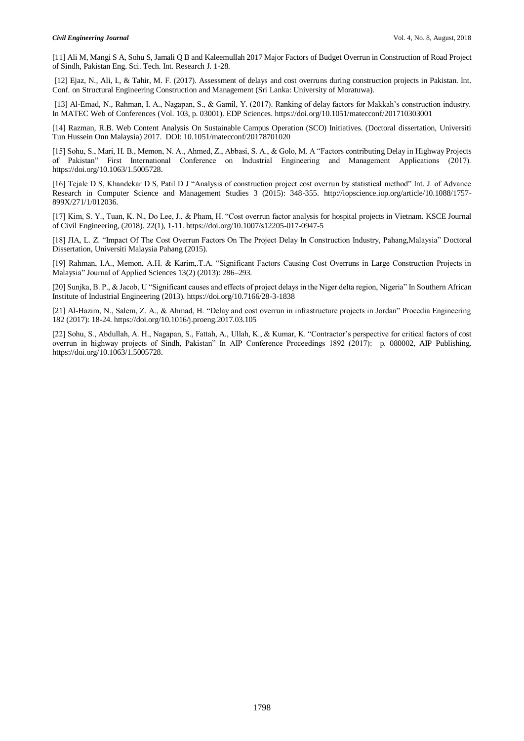[11] Ali M, Mangi S A, Sohu S, Jamali Q B and Kaleemullah 2017 Major Factors of Budget Overrun in Construction of Road Project of Sindh, Pakistan Eng. Sci. Tech. Int. Research J. 1-28.

[12] Ejaz, N., Ali, I., & Tahir, M. F. (2017). Assessment of delays and cost overruns during construction projects in Pakistan. Int. Conf. on Structural Engineering Construction and Management (Sri Lanka: University of Moratuwa).

[13] Al-Emad, N., Rahman, I. A., Nagapan, S., & Gamil, Y. (2017). Ranking of delay factors for Makkah's construction industry. In MATEC Web of Conferences (Vol. 103, p. 03001). EDP Sciences. https://doi.org/10.1051/matecconf/201710303001

[14] Razman, R.B. Web Content Analysis On Sustainable Campus Operation (SCO) Initiatives. (Doctoral dissertation, Universiti Tun Hussein Onn Malaysia) 2017. DOI: 10.1051/matecconf/20178701020

[15] Sohu, S., Mari, H. B., Memon, N. A., Ahmed, Z., Abbasi, S. A., & Golo, M. A "Factors contributing Delay in Highway Projects of Pakistan" First International Conference on Industrial Engineering and Management Applications (2017). https://doi.org/10.1063/1.5005728.

[16] Tejale D S, Khandekar D S, Patil D J "Analysis of construction project cost overrun by statistical method" Int. J. of Advance Research in Computer Science and Management Studies 3 (2015): 348-355. http://iopscience.iop.org/article/10.1088/1757-899X/271/1/012036.

[17] Kim, S. Y., Tuan, K. N., Do Lee, J., & Pham, H. "Cost overrun factor analysis for hospital projects in Vietnam. KSCE Journal of Civil Engineering, (2018). 22(1), 1-11. https://doi.org/10.1007/s12205-017-0947-5

[18] JIA, L. Z. "Impact Of The Cost Overrun Factors On The Project Delay In Construction Industry, Pahang,Malaysia" Doctoral Dissertation, Universiti Malaysia Pahang (2015).

[19] Rahman, I.A., Memon, A.H. & Karim,.T.A. "Significant Factors Causing Cost Overruns in Large Construction Projects in Malaysia" Journal of Applied Sciences 13(2) (2013): 286–293.

[20] Sunjka, B. P., & Jacob, U "Significant causes and effects of project delays in the Niger delta region, Nigeria" In Southern African Institute of Industrial Engineering (2013). https://doi.org/10.7166/28-3-1838

[21] Al-Hazim, N., Salem, Z. A., & Ahmad, H. "Delay and cost overrun in infrastructure projects in Jordan" Procedia Engineering 182 (2017): 18-24. https://doi.org/10.1016/j.proeng.2017.03.105

[22] Sohu, S., Abdullah, A. H., Nagapan, S., Fattah, A., Ullah, K., & Kumar, K. "Contractor's perspective for critical factors of cost overrun in highway projects of Sindh, Pakistan" In AIP Conference Proceedings 1892 (2017): p. 080002, AIP Publishing. https://doi.org/10.1063/1.5005728.